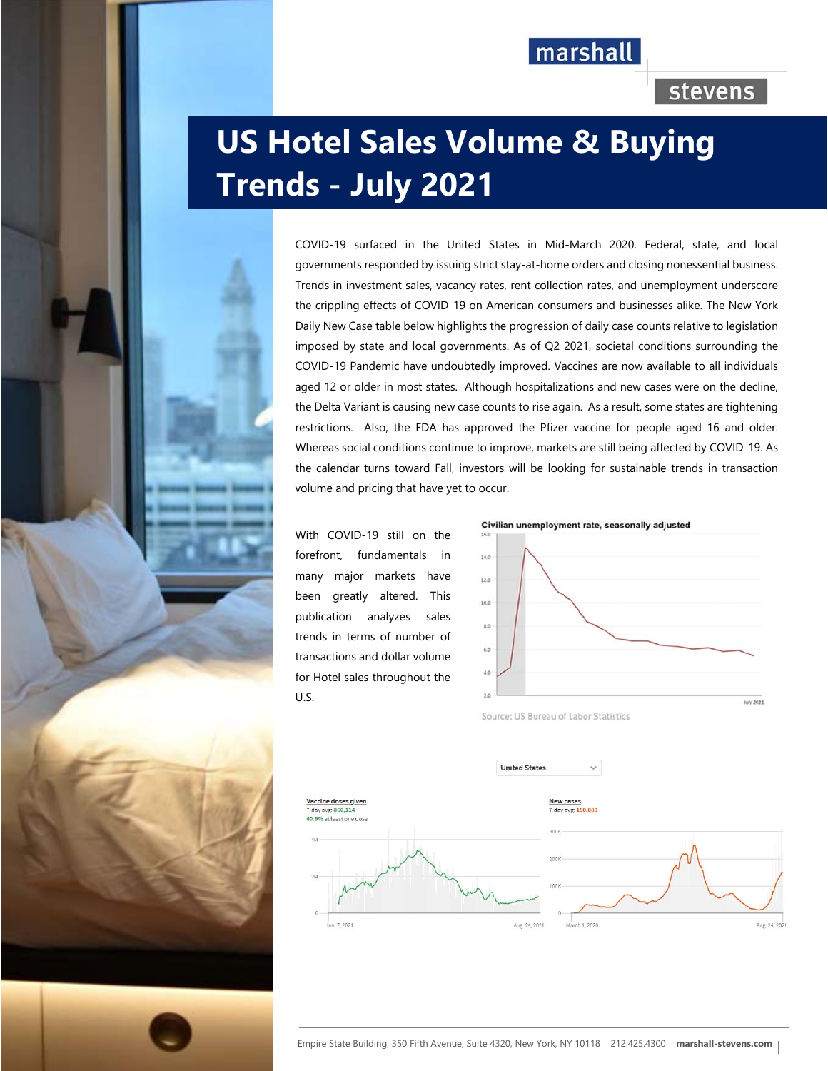# US Hotel Sales Volume & Buying Trends - July 2021

COVID-19 surfaced in the United States in Mid-March 2020. Federal, state, and local governments responded by issuing strict stay-at-home orders and closing nonessential business. Trends in investment sales, vacancy rates, rent collection rates, and unemployment underscore the crippling effects of COVID-19 on American consumers and businesses alike. The New York Daily New Case table below highlights the progression of daily case counts relative to legislation imposed by state and local governments. As of Q2 2021, societal conditions surrounding the COVID-19 Pandemic have undoubtedly improved. Vaccines are now available to all individuals aged 12 or older in most states. Although hospitalizations and new cases were on the decline, the Delta Variant is causing new case counts to rise again. As a result, some states are tightening restrictions. Also, the FDA has approved the Pfizer vaccine for people aged 16 and older. Whereas social conditions continue to improve, markets are still being affected by COVID-19. As the calendar turns toward Fall, investors will be looking for sustainable trends in transaction volume and pricing that have yet to occur.

With COVID-19 still on the forefront, fundamentals in many major markets have been greatly altered. This publication analyzes sales trends in terms of number of transactions and dollar volume for Hotel sales throughout the U.S.

**Civilian unemployment rate, seasonally adjusted**

Source: US Bureau of Labor Statistics

United States

**Vaccine doses given**
7-day avg: 860,114
60.9% at least one dose

**New cases**
7-day avg: 150,883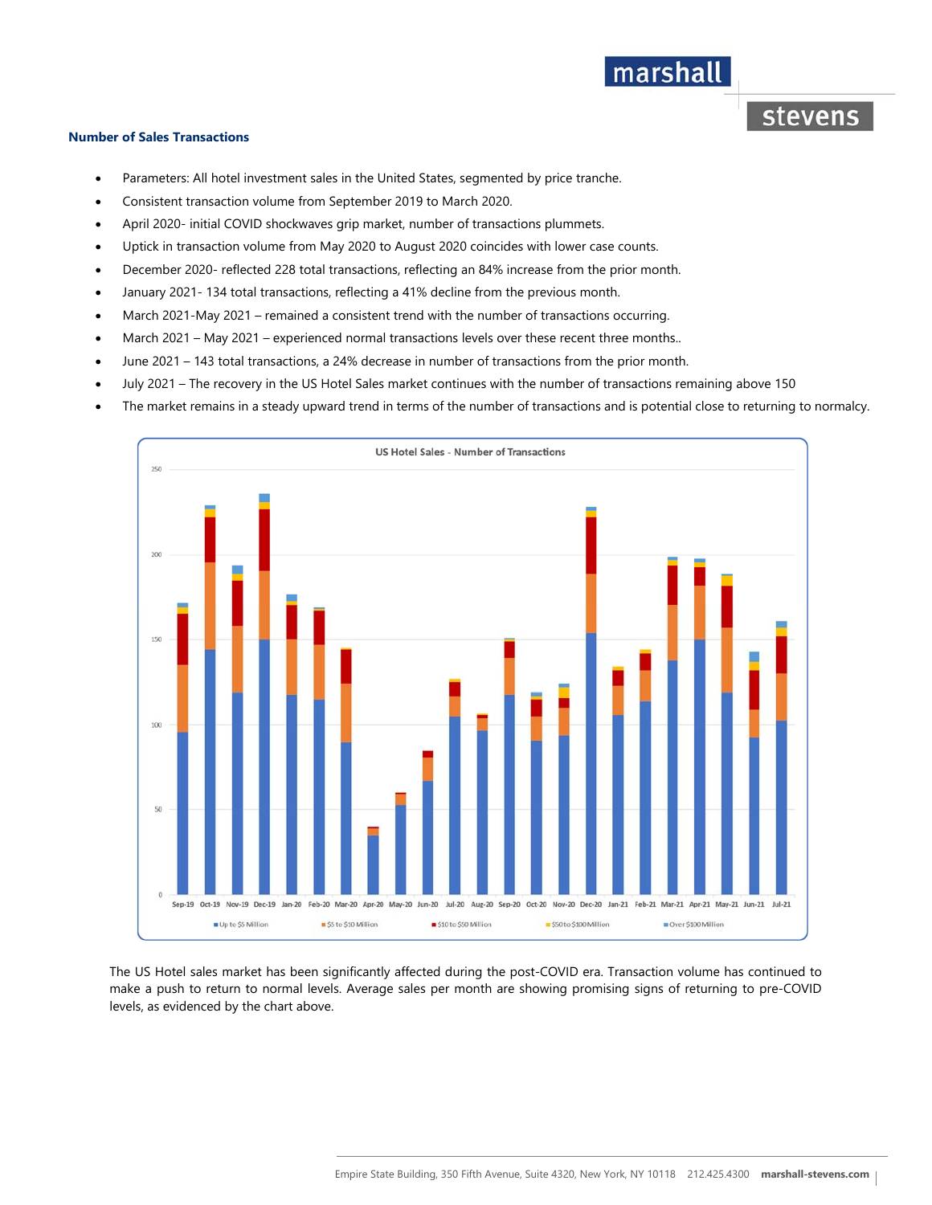**Number of Sales Transactions**

- Parameters: All hotel investment sales in the United States, segmented by price tranche.
- Consistent transaction volume from September 2019 to March 2020.
- April 2020- initial COVID shockwaves grip market, number of transactions plummets.
- Uptick in transaction volume from May 2020 to August 2020 coincides with lower case counts.
- December 2020- reflected 228 total transactions, reflecting an 84% increase from the prior month.
- January 2021- 134 total transactions, reflecting a 41% decline from the previous month.
- March 2021-May 2021 – remained a consistent trend with the number of transactions occurring.
- March 2021 – May 2021 – experienced normal transactions levels over these recent three months..
- June 2021 – 143 total transactions, a 24% decrease in number of transactions from the prior month.
- July 2021 – The recovery in the US Hotel Sales market continues with the number of transactions remaining above 150
- The market remains in a steady upward trend in terms of the number of transactions and is potential close to returning to normalcy.

US Hotel Sales - Number of Transactions

The US Hotel sales market has been significantly affected during the post-COVID era. Transaction volume has continued to make a push to return to normal levels. Average sales per month are showing promising signs of returning to pre-COVID levels, as evidenced by the chart above.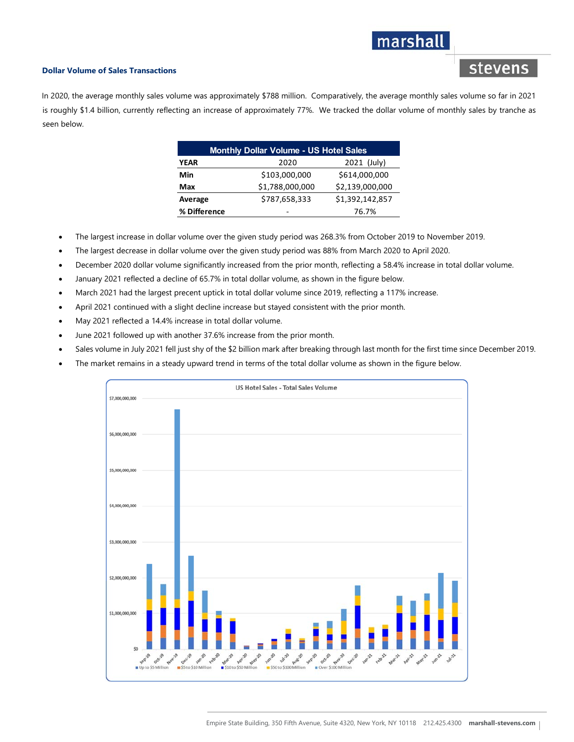### Dollar Volume of Sales Transactions

In 2020, the average monthly sales volume was approximately $788 million. Comparatively, the average monthly sales volume so far in 2021 is roughly $1.4 billion, currently reflecting an increase of approximately 77%. We tracked the dollar volume of monthly sales by tranche as seen below.

| Monthly Dollar Volume - US Hotel Sales | | |
|---|---|---|
| **YEAR** | 2020 | 2021 (July) |
| **Min** | $103,000,000 | $614,000,000 |
| **Max** | $1,788,000,000 | $2,139,000,000 |
| **Average** | $787,658,333 | $1,392,142,857 |
| **% Difference** | - | 76.7% |

- The largest increase in dollar volume over the given study period was 268.3% from October 2019 to November 2019.
- The largest decrease in dollar volume over the given study period was 88% from March 2020 to April 2020.
- December 2020 dollar volume significantly increased from the prior month, reflecting a 58.4% increase in total dollar volume.
- January 2021 reflected a decline of 65.7% in total dollar volume, as shown in the figure below.
- March 2021 had the largest precent uptick in total dollar volume since 2019, reflecting a 117% increase.
- April 2021 continued with a slight decline increase but stayed consistent with the prior month.
- May 2021 reflected a 14.4% increase in total dollar volume.
- June 2021 followed up with another 37.6% increase from the prior month.
- Sales volume in July 2021 fell just shy of the $2 billion mark after breaking through last month for the first time since December 2019.
- The market remains in a steady upward trend in terms of the total dollar volume as shown in the figure below.

US Hotel Sales - Total Sales Volume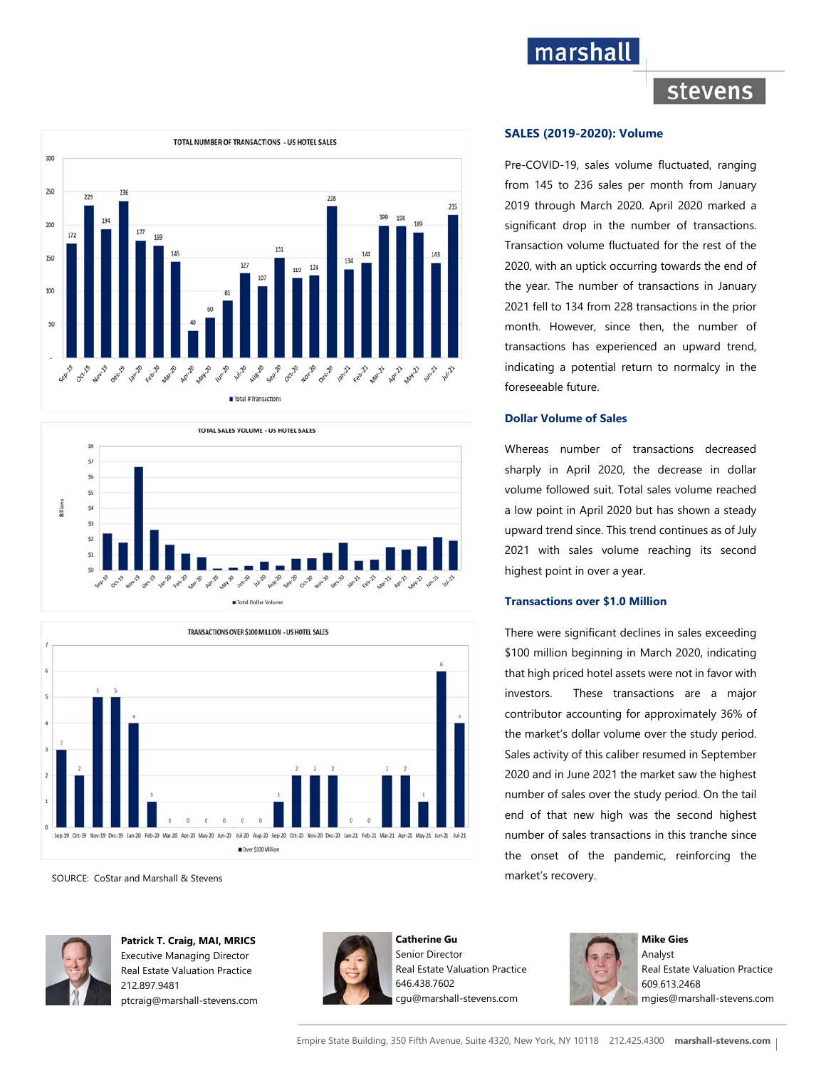marshall stevens

TOTAL NUMBER OF TRANSACTIONS - US HOTEL SALES

300
250
200
150
100
50
-

172 229 194 236 177 169 145 40 60 85 127 107 151 119 124 228 134 144 199 198 189 143 215

Sep-19 Oct-19 Nov-19 Dec-19 Jan-20 Feb-20 Mar-20 Apr-20 May-20 Jun-20 Jul-20 Aug-20 Sep-20 Oct-20 Nov-20 Dec-20 Jan-21 Feb-21 Mar-21 Apr-21 May-21 Jun-21 Jul-21

Total #Transactions

TOTAL SALES VOLUME - US HOTEL SALES

Billions

$8 $7 $6 $5 $4 $3 $2 $1 $0

Sep-19 Oct-19 Nov-19 Dec-19 Jan-20 Feb-20 Mar-20 Apr-20 May-20 Jun-20 Jul-20 Aug-20 Sep-20 Oct-20 Nov-20 Dec-20 Jan-21 Feb-21 Mar-21 Apr-21 May-21 Jun-21 Jul-21

Total Dollar Volume

TRANSACTIONS OVER $100 MILLION - US HOTEL SALES

7 6 5 4 3 2 1 0

3 2 5 5 4 1 0 0 0 0 0 0 1 2 2 2 0 0 2 2 1 6 4

Sep-19 Oct-19 Nov-19 Dec-19 Jan-20 Feb-20 Mar-20 Apr-20 May-20 Jun-20 Jul-20 Aug-20 Sep-20 Oct-20 Nov-20 Dec-20 Jan-21 Feb-21 Mar-21 Apr-21 May-21 Jun-21 Jul-21

Over $100 Million

SOURCE: CoStar and Marshall & Stevens

### SALES (2019-2020): Volume

Pre-COVID-19, sales volume fluctuated, ranging from 145 to 236 sales per month from January 2019 through March 2020. April 2020 marked a significant drop in the number of transactions. Transaction volume fluctuated for the rest of the 2020, with an uptick occurring towards the end of the year. The number of transactions in January 2021 fell to 134 from 228 transactions in the prior month. However, since then, the number of transactions has experienced an upward trend, indicating a potential return to normalcy in the foreseeable future.

### Dollar Volume of Sales

Whereas number of transactions decreased sharply in April 2020, the decrease in dollar volume followed suit. Total sales volume reached a low point in April 2020 but has shown a steady upward trend since. This trend continues as of July 2021 with sales volume reaching its second highest point in over a year.

### Transactions over $1.0 Million

There were significant declines in sales exceeding $100 million beginning in March 2020, indicating that high priced hotel assets were not in favor with investors. These transactions are a major contributor accounting for approximately 36% of the market's dollar volume over the study period. Sales activity of this caliber resumed in September 2020 and in June 2021 the market saw the highest number of sales over the study period. On the tail end of that new high was the second highest number of sales transactions in this tranche since the onset of the pandemic, reinforcing the market's recovery.

**Patrick T. Craig, MAI, MRICS**
Executive Managing Director
Real Estate Valuation Practice
212.897.9481
ptcraig@marshall-stevens.com

**Catherine Gu**
Senior Director
Real Estate Valuation Practice
646.438.7602
cgu@marshall-stevens.com

**Mike Gies**
Analyst
Real Estate Valuation Practice
609.613.2468
mgies@marshall-stevens.com

Empire State Building, 350 Fifth Avenue, Suite 4320, New York, NY 10118 212.425.4300 **marshall-stevens.com**